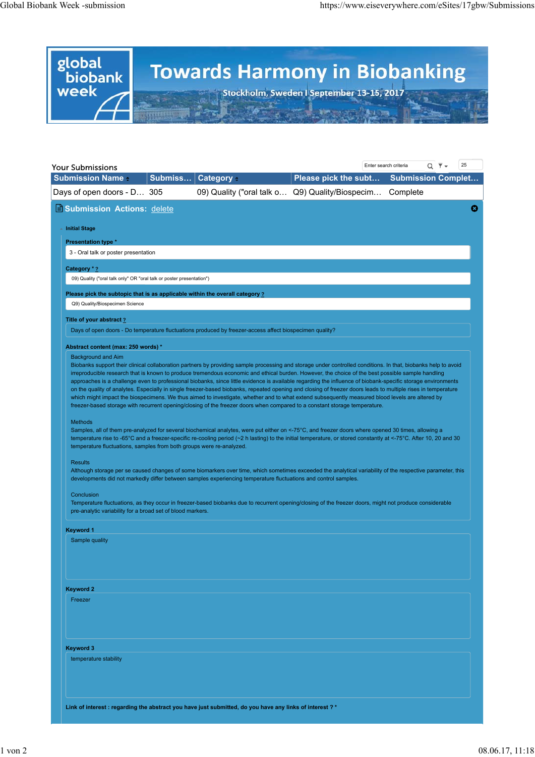# Towards Harmony in Biobanking

global biobank week

Stockholm, Sweden I September 13-15, 2017

## Your Submissions

| Submission Name | Submiss... | Category | Please pick the subt... | Submission Complet... |
|---|---|---|---|---|
| Days of open doors - D... | 305 | 09) Quality ("oral talk o... | Q9) Quality/Biospecim... | Complete |

### Submission Actions: delete

**Initial Stage**

**Presentation type** *

3 - Oral talk or poster presentation

**Category** * ?

09) Quality ("oral talk only" OR "oral talk or poster presentation")

**Please pick the subtopic that is as applicable within the overall category** ?

Q9) Quality/Biospecimen Science

**Title of your abstract** ?

Days of open doors - Do temperature fluctuations produced by freezer-access affect biospecimen quality?

**Abstract content (max: 250 words)** *

Background and Aim

Biobanks support their clinical collaboration partners by providing sample processing and storage under controlled conditions. In that, biobanks help to avoid irreproducible research that is known to produce tremendous economic and ethical burden. However, the choice of the best possible sample handling approaches is a challenge even to professional biobanks, since little evidence is available regarding the influence of biobank-specific storage environments on the quality of analytes. Especially in single freezer-based biobanks, repeated opening and closing of freezer doors leads to multiple rises in temperature which might impact the biospecimens. We thus aimed to investigate, whether and to what extend subsequently measured blood levels are altered by freezer-based storage with recurrent opening/closing of the freezer doors when compared to a constant storage temperature.

Methods

Samples, all of them pre-analyzed for several biochemical analytes, were put either on <-75°C, and freezer doors where opened 30 times, allowing a temperature rise to -65°C and a freezer-specific re-cooling period (~2 h lasting) to the initial temperature, or stored constantly at <-75°C. After 10, 20 and 30 temperature fluctuations, samples from both groups were re-analyzed.

Results

Although storage per se caused changes of some biomarkers over time, which sometimes exceeded the analytical variability of the respective parameter, this developments did not markedly differ between samples experiencing temperature fluctuations and control samples.

Conclusion

Temperature fluctuations, as they occur in freezer-based biobanks due to recurrent opening/closing of the freezer doors, might not produce considerable pre-analytic variability for a broad set of blood markers.

**Keyword 1**

Sample quality

**Keyword 2**

Freezer

**Keyword 3**

temperature stability

**Link of interest : regarding the abstract you have just submitted, do you have any links of interest ?** *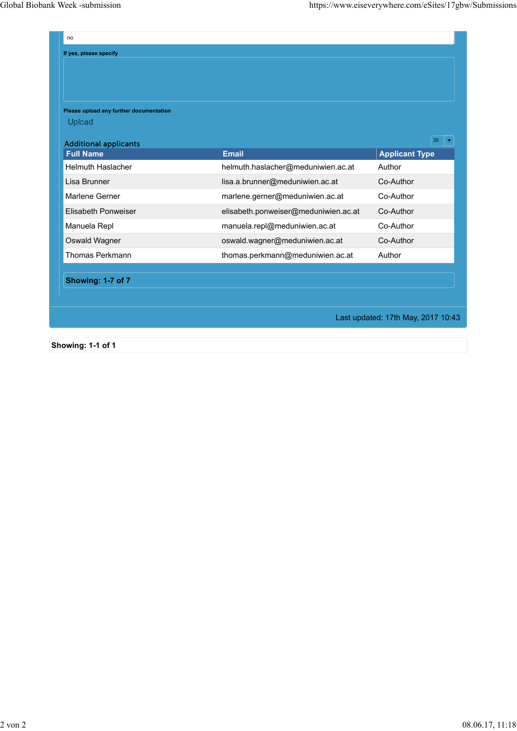no

**If yes, please specify**

**Please upload any further documentation**

Upload

Additional applicants

| Full Name | Email | Applicant Type |
|---|---|---|
| Helmuth Haslacher | helmuth.haslacher@meduniwien.ac.at | Author |
| Lisa Brunner | lisa.a.brunner@meduniwien.ac.at | Co-Author |
| Marlene Gerner | marlene.gerner@meduniwien.ac.at | Co-Author |
| Elisabeth Ponweiser | elisabeth.ponweiser@meduniwien.ac.at | Co-Author |
| Manuela Repl | manuela.repl@meduniwien.ac.at | Co-Author |
| Oswald Wagner | oswald.wagner@meduniwien.ac.at | Co-Author |
| Thomas Perkmann | thomas.perkmann@meduniwien.ac.at | Author |

**Showing: 1-7 of 7**

Last updated: 17th May, 2017 10:43

**Showing: 1-1 of 1**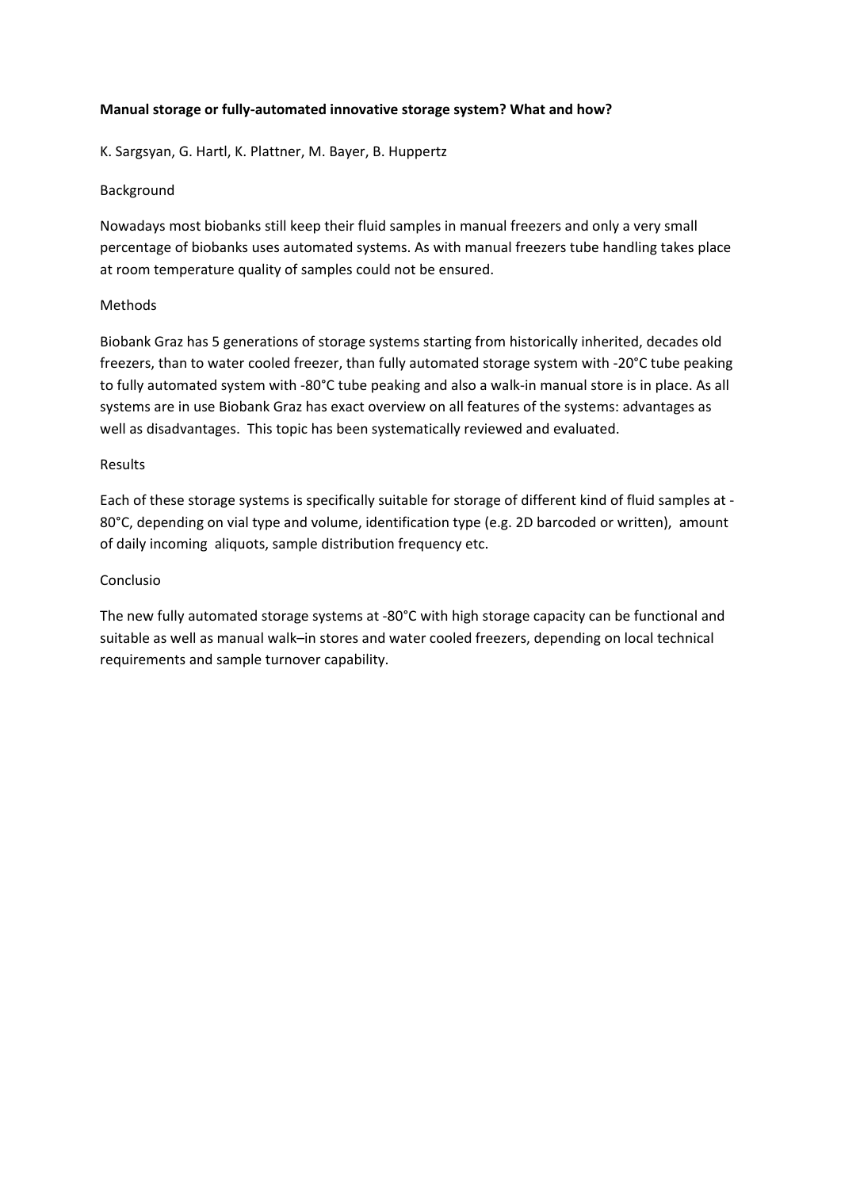**Manual storage or fully-automated innovative storage system? What and how?**

K. Sargsyan, G. Hartl, K. Plattner, M. Bayer, B. Huppertz

Background

Nowadays most biobanks still keep their fluid samples in manual freezers and only a very small percentage of biobanks uses automated systems. As with manual freezers tube handling takes place at room temperature quality of samples could not be ensured.

Methods

Biobank Graz has 5 generations of storage systems starting from historically inherited, decades old freezers, than to water cooled freezer, than fully automated storage system with -20°C tube peaking to fully automated system with -80°C tube peaking and also a walk-in manual store is in place. As all systems are in use Biobank Graz has exact overview on all features of the systems: advantages as well as disadvantages. This topic has been systematically reviewed and evaluated.

Results

Each of these storage systems is specifically suitable for storage of different kind of fluid samples at -80°C, depending on vial type and volume, identification type (e.g. 2D barcoded or written), amount of daily incoming aliquots, sample distribution frequency etc.

Conclusio

The new fully automated storage systems at -80°C with high storage capacity can be functional and suitable as well as manual walk–in stores and water cooled freezers, depending on local technical requirements and sample turnover capability.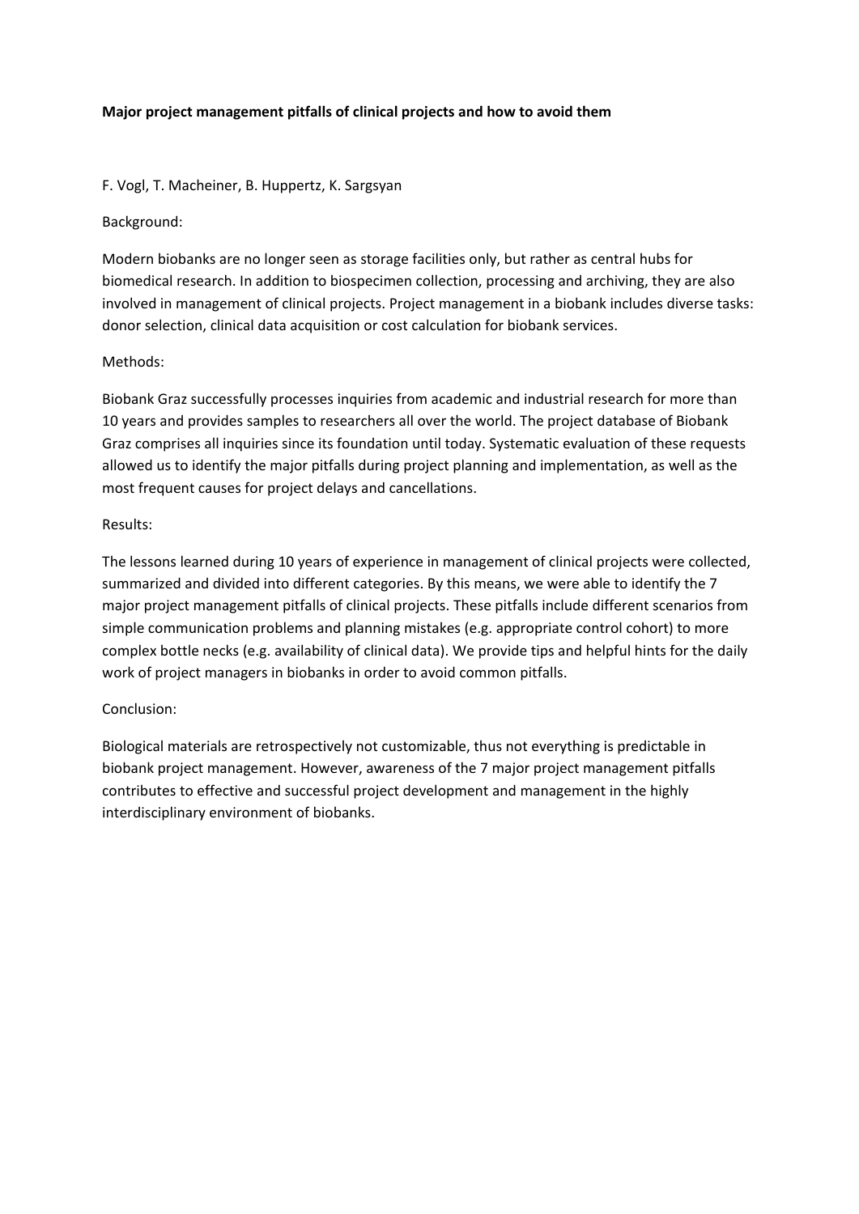**Major project management pitfalls of clinical projects and how to avoid them**

F. Vogl, T. Macheiner, B. Huppertz, K. Sargsyan

Background:

Modern biobanks are no longer seen as storage facilities only, but rather as central hubs for biomedical research. In addition to biospecimen collection, processing and archiving, they are also involved in management of clinical projects. Project management in a biobank includes diverse tasks: donor selection, clinical data acquisition or cost calculation for biobank services.

Methods:

Biobank Graz successfully processes inquiries from academic and industrial research for more than 10 years and provides samples to researchers all over the world. The project database of Biobank Graz comprises all inquiries since its foundation until today. Systematic evaluation of these requests allowed us to identify the major pitfalls during project planning and implementation, as well as the most frequent causes for project delays and cancellations.

Results:

The lessons learned during 10 years of experience in management of clinical projects were collected, summarized and divided into different categories. By this means, we were able to identify the 7 major project management pitfalls of clinical projects. These pitfalls include different scenarios from simple communication problems and planning mistakes (e.g. appropriate control cohort) to more complex bottle necks (e.g. availability of clinical data). We provide tips and helpful hints for the daily work of project managers in biobanks in order to avoid common pitfalls.

Conclusion:

Biological materials are retrospectively not customizable, thus not everything is predictable in biobank project management. However, awareness of the 7 major project management pitfalls contributes to effective and successful project development and management in the highly interdisciplinary environment of biobanks.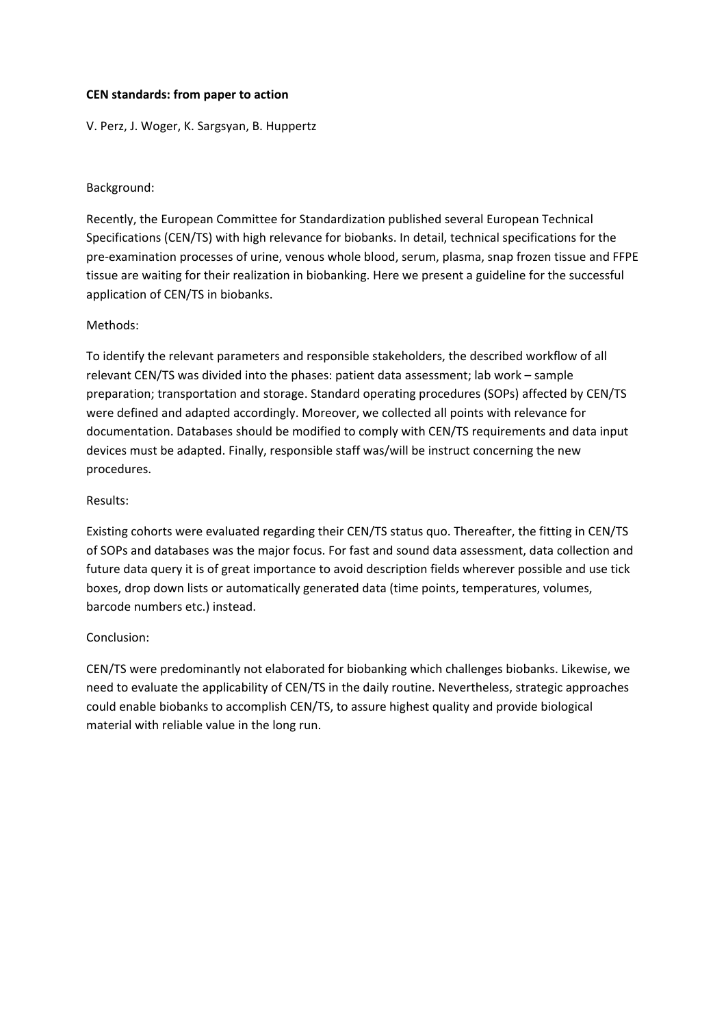**CEN standards: from paper to action**

V. Perz, J. Woger, K. Sargsyan, B. Huppertz

Background:

Recently, the European Committee for Standardization published several European Technical Specifications (CEN/TS) with high relevance for biobanks. In detail, technical specifications for the pre-examination processes of urine, venous whole blood, serum, plasma, snap frozen tissue and FFPE tissue are waiting for their realization in biobanking. Here we present a guideline for the successful application of CEN/TS in biobanks.

Methods:

To identify the relevant parameters and responsible stakeholders, the described workflow of all relevant CEN/TS was divided into the phases: patient data assessment; lab work – sample preparation; transportation and storage. Standard operating procedures (SOPs) affected by CEN/TS were defined and adapted accordingly. Moreover, we collected all points with relevance for documentation. Databases should be modified to comply with CEN/TS requirements and data input devices must be adapted. Finally, responsible staff was/will be instruct concerning the new procedures.

Results:

Existing cohorts were evaluated regarding their CEN/TS status quo. Thereafter, the fitting in CEN/TS of SOPs and databases was the major focus. For fast and sound data assessment, data collection and future data query it is of great importance to avoid description fields wherever possible and use tick boxes, drop down lists or automatically generated data (time points, temperatures, volumes, barcode numbers etc.) instead.

Conclusion:

CEN/TS were predominantly not elaborated for biobanking which challenges biobanks. Likewise, we need to evaluate the applicability of CEN/TS in the daily routine. Nevertheless, strategic approaches could enable biobanks to accomplish CEN/TS, to assure highest quality and provide biological material with reliable value in the long run.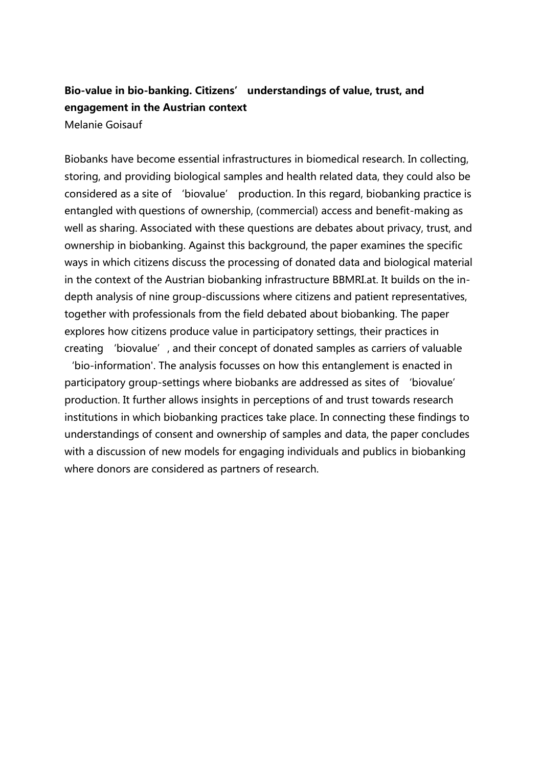**Bio-value in bio-banking. Citizens' understandings of value, trust, and engagement in the Austrian context**

Melanie Goisauf

Biobanks have become essential infrastructures in biomedical research. In collecting, storing, and providing biological samples and health related data, they could also be considered as a site of 'biovalue' production. In this regard, biobanking practice is entangled with questions of ownership, (commercial) access and benefit-making as well as sharing. Associated with these questions are debates about privacy, trust, and ownership in biobanking. Against this background, the paper examines the specific ways in which citizens discuss the processing of donated data and biological material in the context of the Austrian biobanking infrastructure BBMRI.at. It builds on the in-depth analysis of nine group-discussions where citizens and patient representatives, together with professionals from the field debated about biobanking. The paper explores how citizens produce value in participatory settings, their practices in creating 'biovalue', and their concept of donated samples as carriers of valuable 'bio-information'. The analysis focusses on how this entanglement is enacted in participatory group-settings where biobanks are addressed as sites of 'biovalue' production. It further allows insights in perceptions of and trust towards research institutions in which biobanking practices take place. In connecting these findings to understandings of consent and ownership of samples and data, the paper concludes with a discussion of new models for engaging individuals and publics in biobanking where donors are considered as partners of research.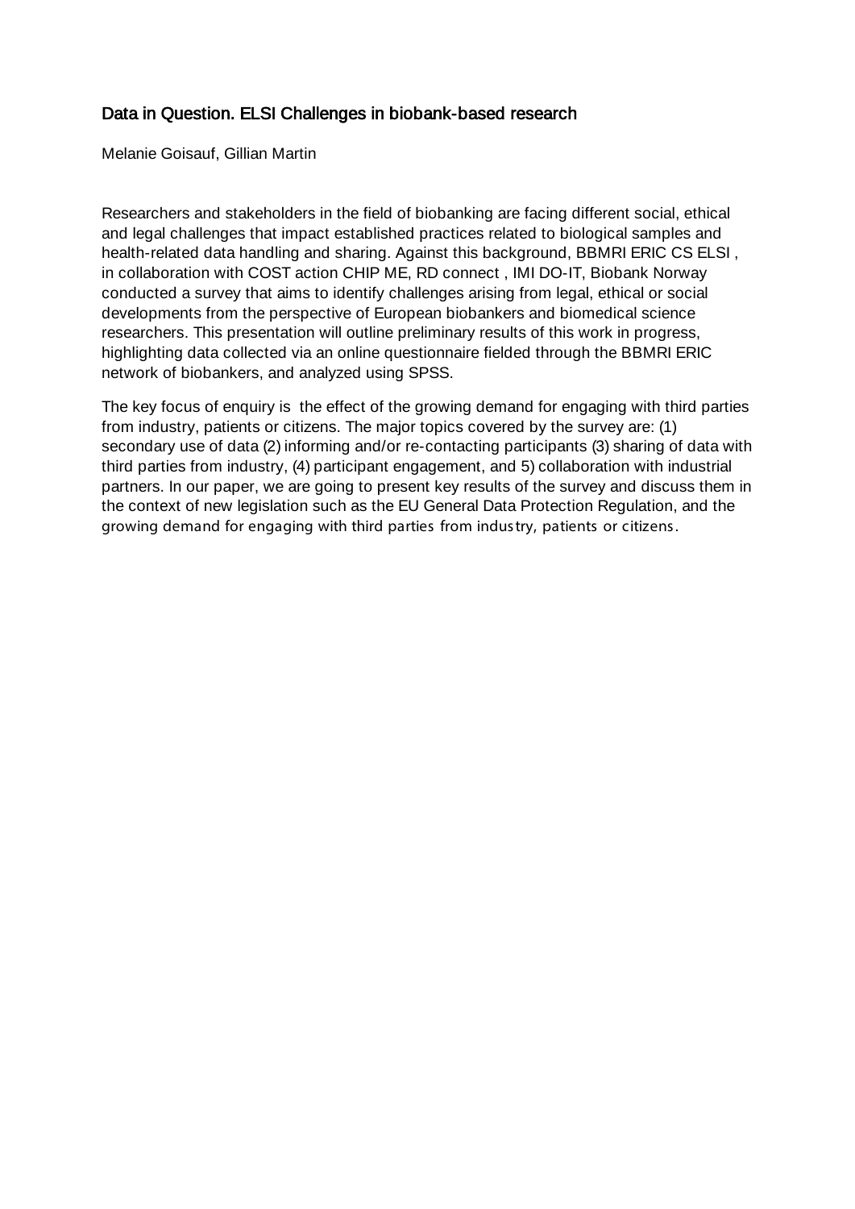## Data in Question. ELSI Challenges in biobank-based research

Melanie Goisauf, Gillian Martin

Researchers and stakeholders in the field of biobanking are facing different social, ethical and legal challenges that impact established practices related to biological samples and health-related data handling and sharing. Against this background, BBMRI ERIC CS ELSI , in collaboration with COST action CHIP ME, RD connect , IMI DO-IT, Biobank Norway conducted a survey that aims to identify challenges arising from legal, ethical or social developments from the perspective of European biobankers and biomedical science researchers. This presentation will outline preliminary results of this work in progress, highlighting data collected via an online questionnaire fielded through the BBMRI ERIC network of biobankers, and analyzed using SPSS.

The key focus of enquiry is the effect of the growing demand for engaging with third parties from industry, patients or citizens. The major topics covered by the survey are: (1) secondary use of data (2) informing and/or re-contacting participants (3) sharing of data with third parties from industry, (4) participant engagement, and 5) collaboration with industrial partners. In our paper, we are going to present key results of the survey and discuss them in the context of new legislation such as the EU General Data Protection Regulation, and the growing demand for engaging with third parties from industry, patients or citizens.